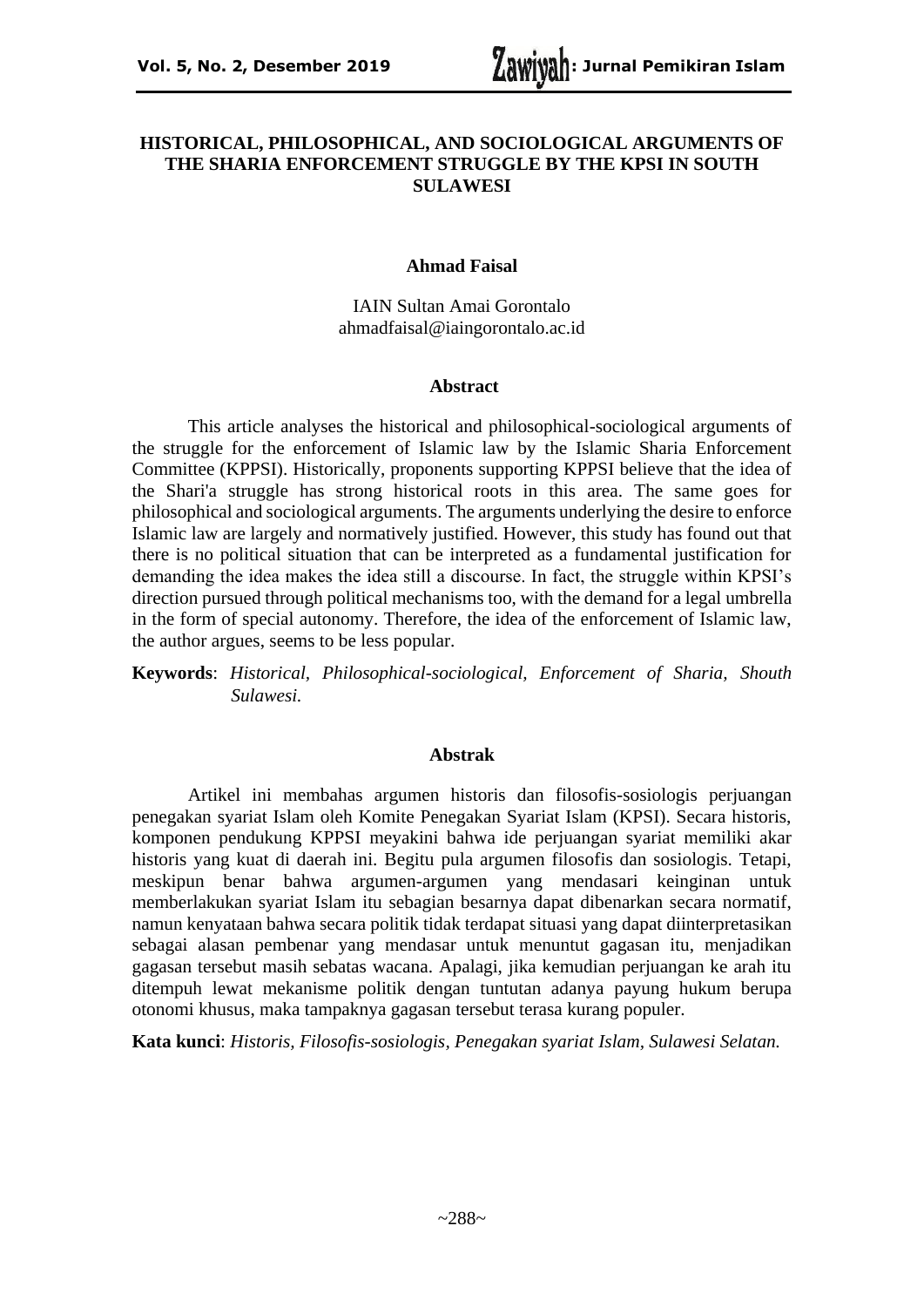# HISTORICAL, PHILOSOPHICAL, AND SOCIOLOGICAL ARGUMENTS OF THE SHARIA ENFORCEMENT STRUGGLE BY THE KPSI IN SOUTH SULAWESI

**Ahmad Faisal**

IAIN Sultan Amai Gorontalo
ahmadfaisal@iaingorontalo.ac.id

## Abstract

This article analyses the historical and philosophical-sociological arguments of the struggle for the enforcement of Islamic law by the Islamic Sharia Enforcement Committee (KPPSI). Historically, proponents supporting KPPSI believe that the idea of the Shari'a struggle has strong historical roots in this area. The same goes for philosophical and sociological arguments. The arguments underlying the desire to enforce Islamic law are largely and normatively justified. However, this study has found out that there is no political situation that can be interpreted as a fundamental justification for demanding the idea makes the idea still a discourse. In fact, the struggle within KPSI's direction pursued through political mechanisms too, with the demand for a legal umbrella in the form of special autonomy. Therefore, the idea of the enforcement of Islamic law, the author argues, seems to be less popular.

**Keywords**: *Historical, Philosophical-sociological, Enforcement of Sharia, Shouth Sulawesi.*

## Abstrak

Artikel ini membahas argumen historis dan filosofis-sosiologis perjuangan penegakan syariat Islam oleh Komite Penegakan Syariat Islam (KPSI). Secara historis, komponen pendukung KPPSI meyakini bahwa ide perjuangan syariat memiliki akar historis yang kuat di daerah ini. Begitu pula argumen filosofis dan sosiologis. Tetapi, meskipun benar bahwa argumen-argumen yang mendasari keinginan untuk memberlakukan syariat Islam itu sebagian besarnya dapat dibenarkan secara normatif, namun kenyataan bahwa secara politik tidak terdapat situasi yang dapat diinterpretasikan sebagai alasan pembenar yang mendasar untuk menuntut gagasan itu, menjadikan gagasan tersebut masih sebatas wacana. Apalagi, jika kemudian perjuangan ke arah itu ditempuh lewat mekanisme politik dengan tuntutan adanya payung hukum berupa otonomi khusus, maka tampaknya gagasan tersebut terasa kurang populer.

**Kata kunci**: *Historis, Filosofis-sosiologis, Penegakan syariat Islam, Sulawesi Selatan.*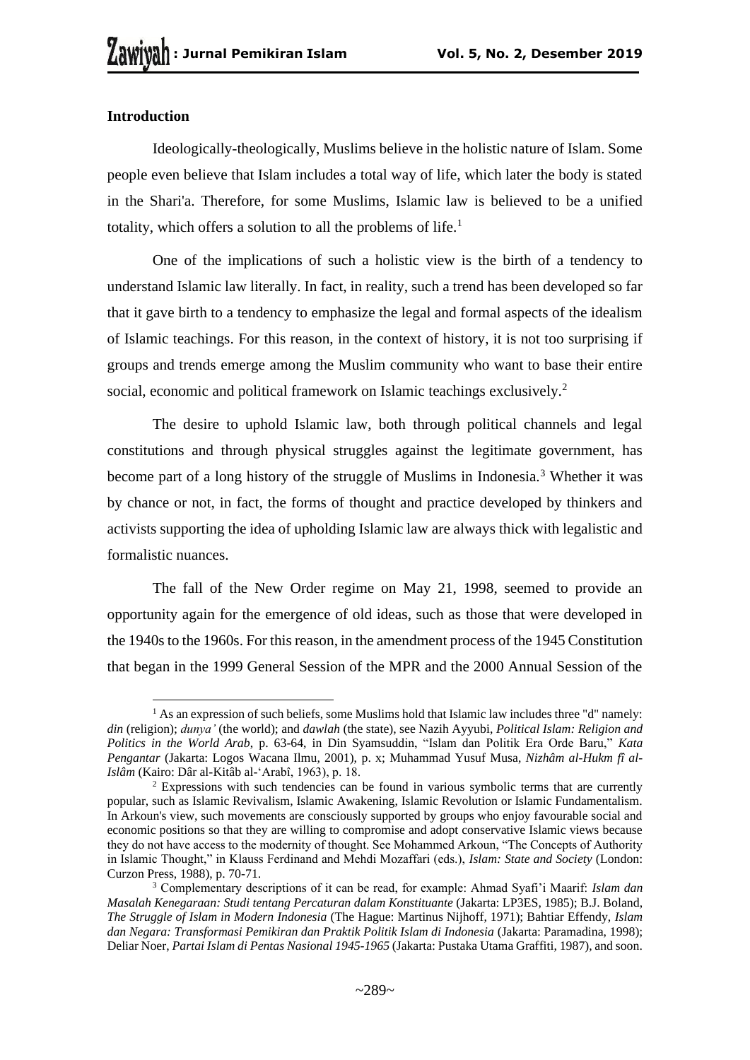## Introduction

Ideologically-theologically, Muslims believe in the holistic nature of Islam. Some people even believe that Islam includes a total way of life, which later the body is stated in the Shari'a. Therefore, for some Muslims, Islamic law is believed to be a unified totality, which offers a solution to all the problems of life.[1]

One of the implications of such a holistic view is the birth of a tendency to understand Islamic law literally. In fact, in reality, such a trend has been developed so far that it gave birth to a tendency to emphasize the legal and formal aspects of the idealism of Islamic teachings. For this reason, in the context of history, it is not too surprising if groups and trends emerge among the Muslim community who want to base their entire social, economic and political framework on Islamic teachings exclusively.[2]

The desire to uphold Islamic law, both through political channels and legal constitutions and through physical struggles against the legitimate government, has become part of a long history of the struggle of Muslims in Indonesia.[3] Whether it was by chance or not, in fact, the forms of thought and practice developed by thinkers and activists supporting the idea of upholding Islamic law are always thick with legalistic and formalistic nuances.

The fall of the New Order regime on May 21, 1998, seemed to provide an opportunity again for the emergence of old ideas, such as those that were developed in the 1940s to the 1960s. For this reason, in the amendment process of the 1945 Constitution that began in the 1999 General Session of the MPR and the 2000 Annual Session of the

---

[1] As an expression of such beliefs, some Muslims hold that Islamic law includes three "d" namely: *din* (religion); *dunya'* (the world); and *dawlah* (the state), see Nazih Ayyubi, *Political Islam: Religion and Politics in the World Arab*, p. 63-64, in Din Syamsuddin, "Islam dan Politik Era Orde Baru," *Kata Pengantar* (Jakarta: Logos Wacana Ilmu, 2001), p. x; Muhammad Yusuf Musa, *Nizhâm al-Hukm fî al-Islâm* (Kairo: Dâr al-Kitâb al-'Arabî, 1963), p. 18.

[2] Expressions with such tendencies can be found in various symbolic terms that are currently popular, such as Islamic Revivalism, Islamic Awakening, Islamic Revolution or Islamic Fundamentalism. In Arkoun's view, such movements are consciously supported by groups who enjoy favourable social and economic positions so that they are willing to compromise and adopt conservative Islamic views because they do not have access to the modernity of thought. See Mohammed Arkoun, "The Concepts of Authority in Islamic Thought," in Klauss Ferdinand and Mehdi Mozaffari (eds.), *Islam: State and Society* (London: Curzon Press, 1988), p. 70-71.

[3] Complementary descriptions of it can be read, for example: Ahmad Syafi'i Maarif: *Islam dan Masalah Kenegaraan: Studi tentang Percaturan dalam Konstituante* (Jakarta: LP3ES, 1985); B.J. Boland, *The Struggle of Islam in Modern Indonesia* (The Hague: Martinus Nijhoff, 1971); Bahtiar Effendy, *Islam dan Negara: Transformasi Pemikiran dan Praktik Politik Islam di Indonesia* (Jakarta: Paramadina, 1998); Deliar Noer, *Partai Islam di Pentas Nasional 1945-1965* (Jakarta: Pustaka Utama Graffiti, 1987), and soon.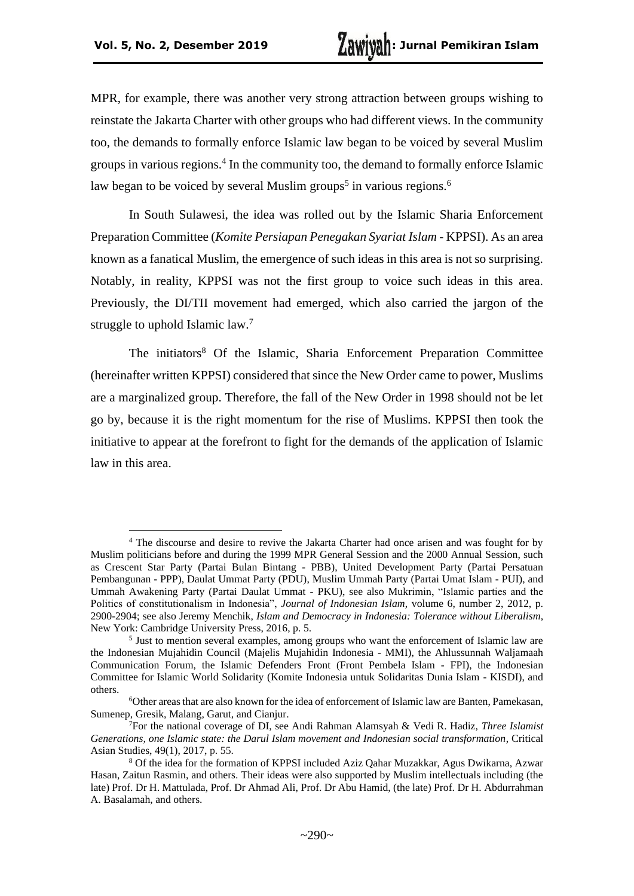MPR, for example, there was another very strong attraction between groups wishing to reinstate the Jakarta Charter with other groups who had different views. In the community too, the demands to formally enforce Islamic law began to be voiced by several Muslim groups in various regions.[4] In the community too, the demand to formally enforce Islamic law began to be voiced by several Muslim groups[5] in various regions.[6]

In South Sulawesi, the idea was rolled out by the Islamic Sharia Enforcement Preparation Committee (*Komite Persiapan Penegakan Syariat Islam* - KPPSI). As an area known as a fanatical Muslim, the emergence of such ideas in this area is not so surprising. Notably, in reality, KPPSI was not the first group to voice such ideas in this area. Previously, the DI/TII movement had emerged, which also carried the jargon of the struggle to uphold Islamic law.[7]

The initiators[8] Of the Islamic, Sharia Enforcement Preparation Committee (hereinafter written KPPSI) considered that since the New Order came to power, Muslims are a marginalized group. Therefore, the fall of the New Order in 1998 should not be let go by, because it is the right momentum for the rise of Muslims. KPPSI then took the initiative to appear at the forefront to fight for the demands of the application of Islamic law in this area.

---

[4] The discourse and desire to revive the Jakarta Charter had once arisen and was fought for by Muslim politicians before and during the 1999 MPR General Session and the 2000 Annual Session, such as Crescent Star Party (Partai Bulan Bintang - PBB), United Development Party (Partai Persatuan Pembangunan - PPP), Daulat Ummat Party (PDU), Muslim Ummah Party (Partai Umat Islam - PUI), and Ummah Awakening Party (Partai Daulat Ummat - PKU), see also Mukrimin, "Islamic parties and the Politics of constitutionalism in Indonesia", *Journal of Indonesian Islam*, volume 6, number 2, 2012, p. 2900-2904; see also Jeremy Menchik, *Islam and Democracy in Indonesia: Tolerance without Liberalism*, New York: Cambridge University Press, 2016, p. 5.

[5] Just to mention several examples, among groups who want the enforcement of Islamic law are the Indonesian Mujahidin Council (Majelis Mujahidin Indonesia - MMI), the Ahlussunnah Waljamaah Communication Forum, the Islamic Defenders Front (Front Pembela Islam - FPI), the Indonesian Committee for Islamic World Solidarity (Komite Indonesia untuk Solidaritas Dunia Islam - KISDI), and others.

[6] Other areas that are also known for the idea of enforcement of Islamic law are Banten, Pamekasan, Sumenep, Gresik, Malang, Garut, and Cianjur.

[7] For the national coverage of DI, see Andi Rahman Alamsyah & Vedi R. Hadiz, *Three Islamist Generations, one Islamic state: the Darul Islam movement and Indonesian social transformation*, Critical Asian Studies, 49(1), 2017, p. 55.

[8] Of the idea for the formation of KPPSI included Aziz Qahar Muzakkar, Agus Dwikarna, Azwar Hasan, Zaitun Rasmin, and others. Their ideas were also supported by Muslim intellectuals including (the late) Prof. Dr H. Mattulada, Prof. Dr Ahmad Ali, Prof. Dr Abu Hamid, (the late) Prof. Dr H. Abdurrahman A. Basalamah, and others.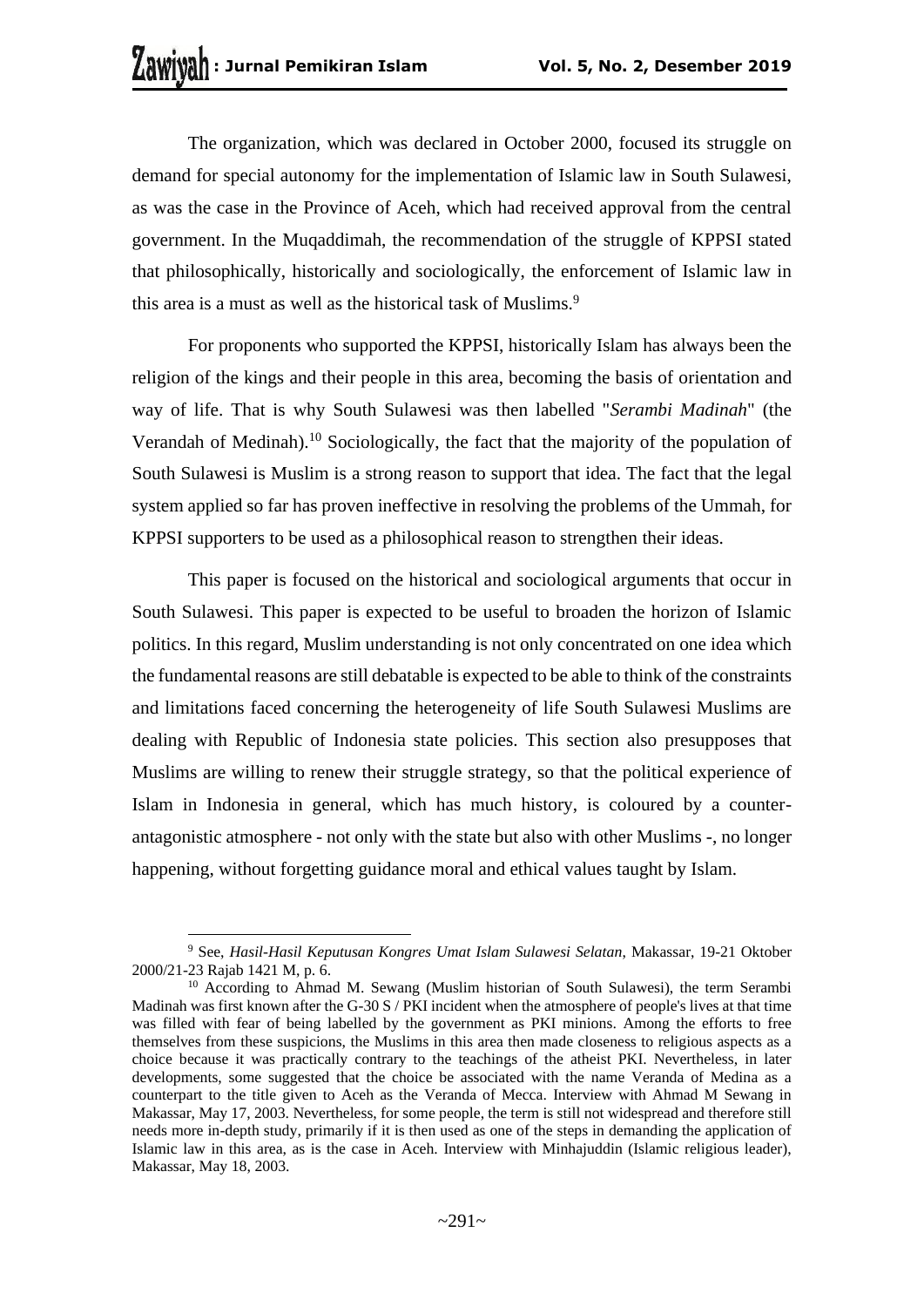The organization, which was declared in October 2000, focused its struggle on demand for special autonomy for the implementation of Islamic law in South Sulawesi, as was the case in the Province of Aceh, which had received approval from the central government. In the Muqaddimah, the recommendation of the struggle of KPPSI stated that philosophically, historically and sociologically, the enforcement of Islamic law in this area is a must as well as the historical task of Muslims.[9]

For proponents who supported the KPPSI, historically Islam has always been the religion of the kings and their people in this area, becoming the basis of orientation and way of life. That is why South Sulawesi was then labelled "*Serambi Madinah*" (the Verandah of Medinah).[10] Sociologically, the fact that the majority of the population of South Sulawesi is Muslim is a strong reason to support that idea. The fact that the legal system applied so far has proven ineffective in resolving the problems of the Ummah, for KPPSI supporters to be used as a philosophical reason to strengthen their ideas.

This paper is focused on the historical and sociological arguments that occur in South Sulawesi. This paper is expected to be useful to broaden the horizon of Islamic politics. In this regard, Muslim understanding is not only concentrated on one idea which the fundamental reasons are still debatable is expected to be able to think of the constraints and limitations faced concerning the heterogeneity of life South Sulawesi Muslims are dealing with Republic of Indonesia state policies. This section also presupposes that Muslims are willing to renew their struggle strategy, so that the political experience of Islam in Indonesia in general, which has much history, is coloured by a counter-antagonistic atmosphere - not only with the state but also with other Muslims -, no longer happening, without forgetting guidance moral and ethical values taught by Islam.

---

[9] See, *Hasil-Hasil Keputusan Kongres Umat Islam Sulawesi Selatan*, Makassar, 19-21 Oktober 2000/21-23 Rajab 1421 M, p. 6.

[10] According to Ahmad M. Sewang (Muslim historian of South Sulawesi), the term Serambi Madinah was first known after the G-30 S / PKI incident when the atmosphere of people's lives at that time was filled with fear of being labelled by the government as PKI minions. Among the efforts to free themselves from these suspicions, the Muslims in this area then made closeness to religious aspects as a choice because it was practically contrary to the teachings of the atheist PKI. Nevertheless, in later developments, some suggested that the choice be associated with the name Veranda of Medina as a counterpart to the title given to Aceh as the Veranda of Mecca. Interview with Ahmad M Sewang in Makassar, May 17, 2003. Nevertheless, for some people, the term is still not widespread and therefore still needs more in-depth study, primarily if it is then used as one of the steps in demanding the application of Islamic law in this area, as is the case in Aceh. Interview with Minhajuddin (Islamic religious leader), Makassar, May 18, 2003.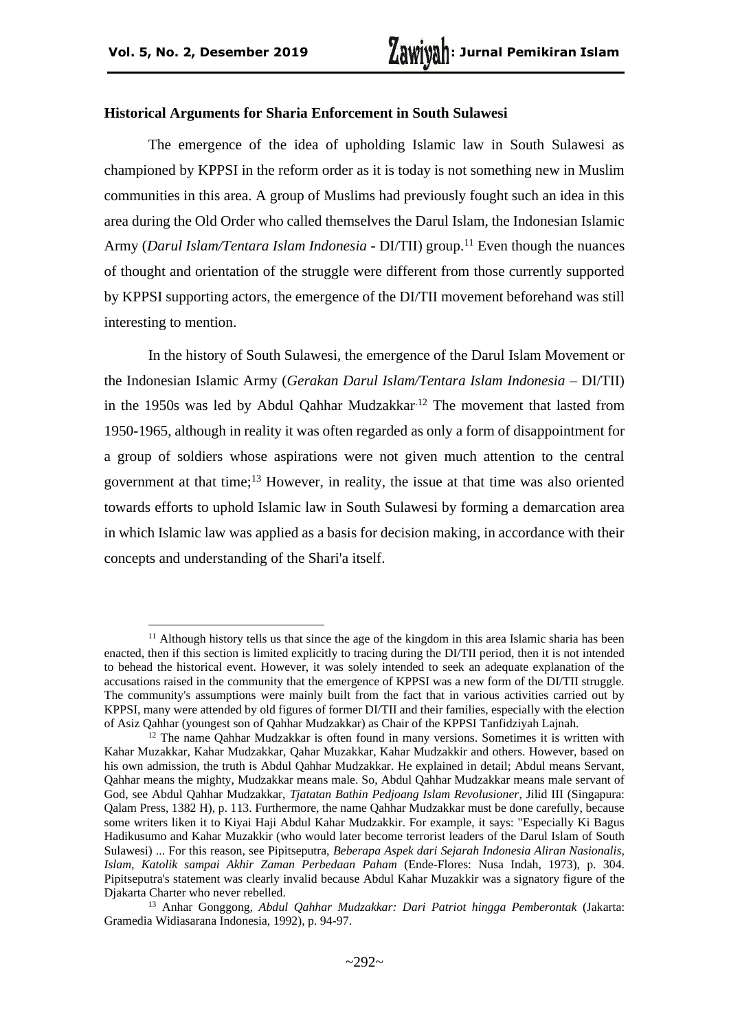### Historical Arguments for Sharia Enforcement in South Sulawesi

The emergence of the idea of upholding Islamic law in South Sulawesi as championed by KPPSI in the reform order as it is today is not something new in Muslim communities in this area. A group of Muslims had previously fought such an idea in this area during the Old Order who called themselves the Darul Islam, the Indonesian Islamic Army (*Darul Islam/Tentara Islam Indonesia* - DI/TII) group.[11] Even though the nuances of thought and orientation of the struggle were different from those currently supported by KPPSI supporting actors, the emergence of the DI/TII movement beforehand was still interesting to mention.

In the history of South Sulawesi, the emergence of the Darul Islam Movement or the Indonesian Islamic Army (*Gerakan Darul Islam/Tentara Islam Indonesia* – DI/TII) in the 1950s was led by Abdul Qahhar Mudzakkar.[12] The movement that lasted from 1950-1965, although in reality it was often regarded as only a form of disappointment for a group of soldiers whose aspirations were not given much attention to the central government at that time;[13] However, in reality, the issue at that time was also oriented towards efforts to uphold Islamic law in South Sulawesi by forming a demarcation area in which Islamic law was applied as a basis for decision making, in accordance with their concepts and understanding of the Shari'a itself.

---

[11] Although history tells us that since the age of the kingdom in this area Islamic sharia has been enacted, then if this section is limited explicitly to tracing during the DI/TII period, then it is not intended to behead the historical event. However, it was solely intended to seek an adequate explanation of the accusations raised in the community that the emergence of KPPSI was a new form of the DI/TII struggle. The community's assumptions were mainly built from the fact that in various activities carried out by KPPSI, many were attended by old figures of former DI/TII and their families, especially with the election of Asiz Qahhar (youngest son of Qahhar Mudzakkar) as Chair of the KPPSI Tanfidziyah Lajnah.

[12] The name Qahhar Mudzakkar is often found in many versions. Sometimes it is written with Kahar Muzakkar, Kahar Mudzakkar, Qahar Muzakkar, Kahar Mudzakkir and others. However, based on his own admission, the truth is Abdul Qahhar Mudzakkar. He explained in detail; Abdul means Servant, Qahhar means the mighty, Mudzakkar means male. So, Abdul Qahhar Mudzakkar means male servant of God, see Abdul Qahhar Mudzakkar, *Tjatatan Bathin Pedjoang Islam Revolusioner*, Jilid III (Singapura: Qalam Press, 1382 H), p. 113. Furthermore, the name Qahhar Mudzakkar must be done carefully, because some writers liken it to Kiyai Haji Abdul Kahar Mudzakkir. For example, it says: "Especially Ki Bagus Hadikusumo and Kahar Muzakkir (who would later become terrorist leaders of the Darul Islam of South Sulawesi) ... For this reason, see Pipitseputra, *Beberapa Aspek dari Sejarah Indonesia Aliran Nasionalis, Islam, Katolik sampai Akhir Zaman Perbedaan Paham* (Ende-Flores: Nusa Indah, 1973), p. 304. Pipitseputra's statement was clearly invalid because Abdul Kahar Muzakkir was a signatory figure of the Djakarta Charter who never rebelled.

[13] Anhar Gonggong, *Abdul Qahhar Mudzakkar: Dari Patriot hingga Pemberontak* (Jakarta: Gramedia Widiasarana Indonesia, 1992), p. 94-97.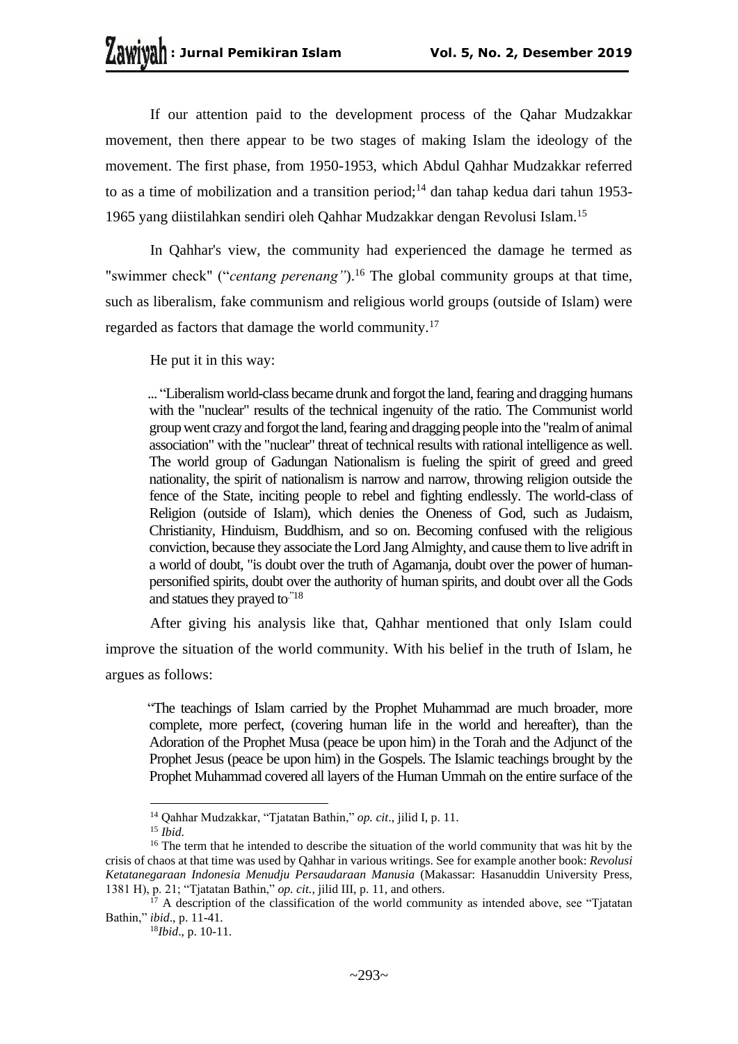If our attention paid to the development process of the Qahar Mudzakkar movement, then there appear to be two stages of making Islam the ideology of the movement. The first phase, from 1950-1953, which Abdul Qahhar Mudzakkar referred to as a time of mobilization and a transition period;[14] dan tahap kedua dari tahun 1953-1965 yang diistilahkan sendiri oleh Qahhar Mudzakkar dengan Revolusi Islam.[15]

In Qahhar's view, the community had experienced the damage he termed as "swimmer check" ("*centang perenang"*).[16] The global community groups at that time, such as liberalism, fake communism and religious world groups (outside of Islam) were regarded as factors that damage the world community.[17]

He put it in this way:

> ... "Liberalism world-class became drunk and forgot the land, fearing and dragging humans with the "nuclear" results of the technical ingenuity of the ratio. The Communist world group went crazy and forgot the land, fearing and dragging people into the "realm of animal association" with the "nuclear" threat of technical results with rational intelligence as well. The world group of Gadungan Nationalism is fueling the spirit of greed and greed nationality, the spirit of nationalism is narrow and narrow, throwing religion outside the fence of the State, inciting people to rebel and fighting endlessly. The world-class of Religion (outside of Islam), which denies the Oneness of God, such as Judaism, Christianity, Hinduism, Buddhism, and so on. Becoming confused with the religious conviction, because they associate the Lord Jang Almighty, and cause them to live adrift in a world of doubt, "is doubt over the truth of Agamanja, doubt over the power of human-personified spirits, doubt over the authority of human spirits, and doubt over all the Gods and statues they prayed to."[18]

After giving his analysis like that, Qahhar mentioned that only Islam could improve the situation of the world community. With his belief in the truth of Islam, he argues as follows:

> "The teachings of Islam carried by the Prophet Muhammad are much broader, more complete, more perfect, (covering human life in the world and hereafter), than the Adoration of the Prophet Musa (peace be upon him) in the Torah and the Adjunct of the Prophet Jesus (peace be upon him) in the Gospels. The Islamic teachings brought by the Prophet Muhammad covered all layers of the Human Ummah on the entire surface of the

---

[14] Qahhar Mudzakkar, "Tjatatan Bathin," *op. cit*., jilid I, p. 11.

[15] *Ibid*.

[16] The term that he intended to describe the situation of the world community that was hit by the crisis of chaos at that time was used by Qahhar in various writings. See for example another book: ***Revolusi Ketatanegaraan Indonesia Menudju Persaudaraan Manusia*** (Makassar: Hasanuddin University Press, 1381 H), p. 21; "Tjatatan Bathin," *op. cit.*, jilid III, p. 11, and others.

[17] A description of the classification of the world community as intended above, see "Tjatatan Bathin," *ibid*., p. 11-41.

[18] *Ibid*., p. 10-11.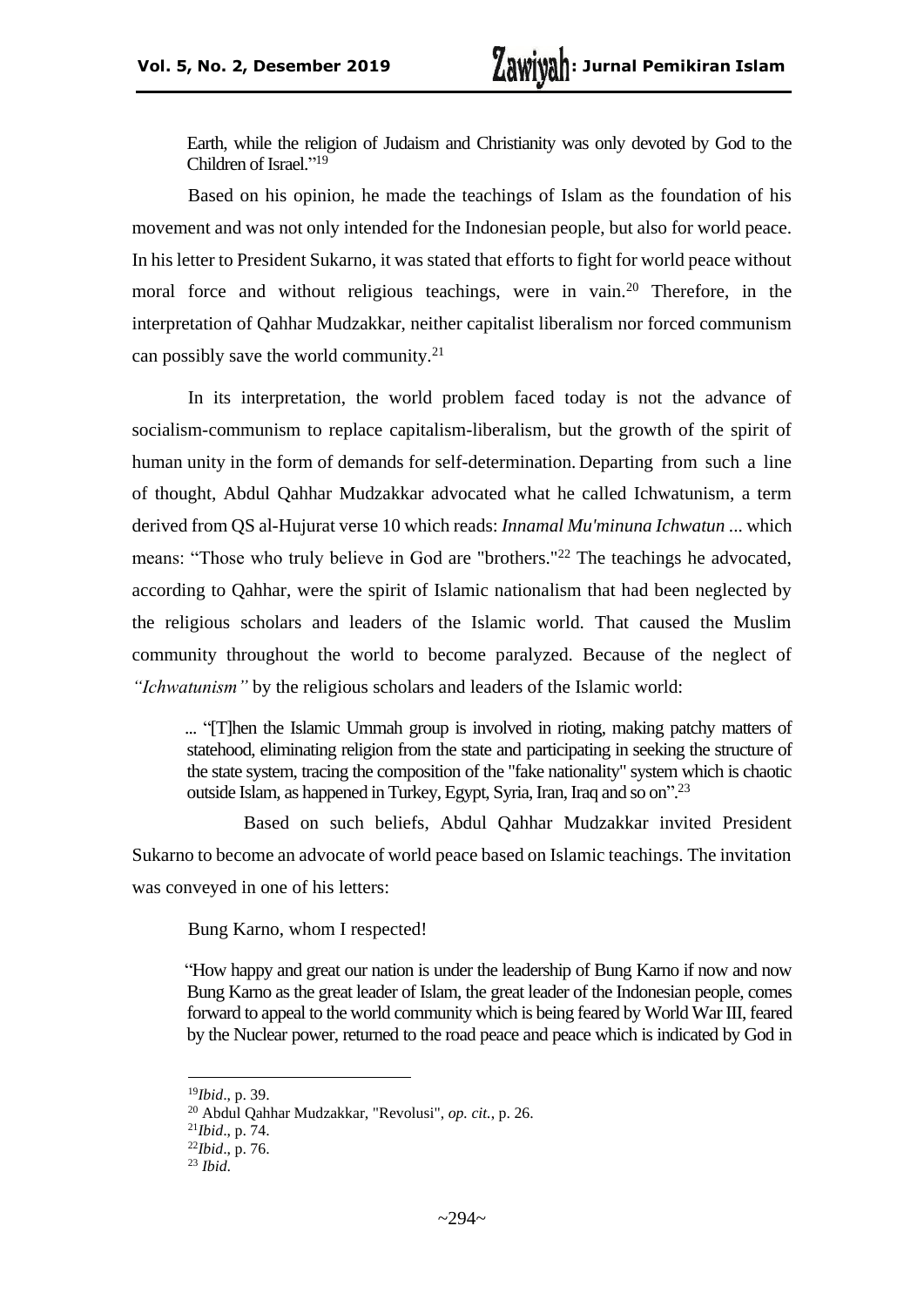> Earth, while the religion of Judaism and Christianity was only devoted by God to the Children of Israel."[19]

Based on his opinion, he made the teachings of Islam as the foundation of his movement and was not only intended for the Indonesian people, but also for world peace. In his letter to President Sukarno, it was stated that efforts to fight for world peace without moral force and without religious teachings, were in vain.[20] Therefore, in the interpretation of Qahhar Mudzakkar, neither capitalist liberalism nor forced communism can possibly save the world community.[21]

In its interpretation, the world problem faced today is not the advance of socialism-communism to replace capitalism-liberalism, but the growth of the spirit of human unity in the form of demands for self-determination. Departing from such a line of thought, Abdul Qahhar Mudzakkar advocated what he called Ichwatunism, a term derived from QS al-Hujurat verse 10 which reads: *Innamal Mu'minuna Ichwatun ...* which means: "Those who truly believe in God are "brothers."[22] The teachings he advocated, according to Qahhar, were the spirit of Islamic nationalism that had been neglected by the religious scholars and leaders of the Islamic world. That caused the Muslim community throughout the world to become paralyzed. Because of the neglect of *"Ichwatunism"* by the religious scholars and leaders of the Islamic world:

> ... "[T]hen the Islamic Ummah group is involved in rioting, making patchy matters of statehood, eliminating religion from the state and participating in seeking the structure of the state system, tracing the composition of the "fake nationality" system which is chaotic outside Islam, as happened in Turkey, Egypt, Syria, Iran, Iraq and so on".[23]

Based on such beliefs, Abdul Qahhar Mudzakkar invited President Sukarno to become an advocate of world peace based on Islamic teachings. The invitation was conveyed in one of his letters:

> Bung Karno, whom I respected!
>
> "How happy and great our nation is under the leadership of Bung Karno if now and now Bung Karno as the great leader of Islam, the great leader of the Indonesian people, comes forward to appeal to the world community which is being feared by World War III, feared by the Nuclear power, returned to the road peace and peace which is indicated by God in

---

[19] *Ibid*., p. 39.

[20] Abdul Qahhar Mudzakkar, "Revolusi", *op. cit.*, p. 26.

[21] *Ibid*., p. 74.

[22] *Ibid*., p. 76.

[23] *Ibid*.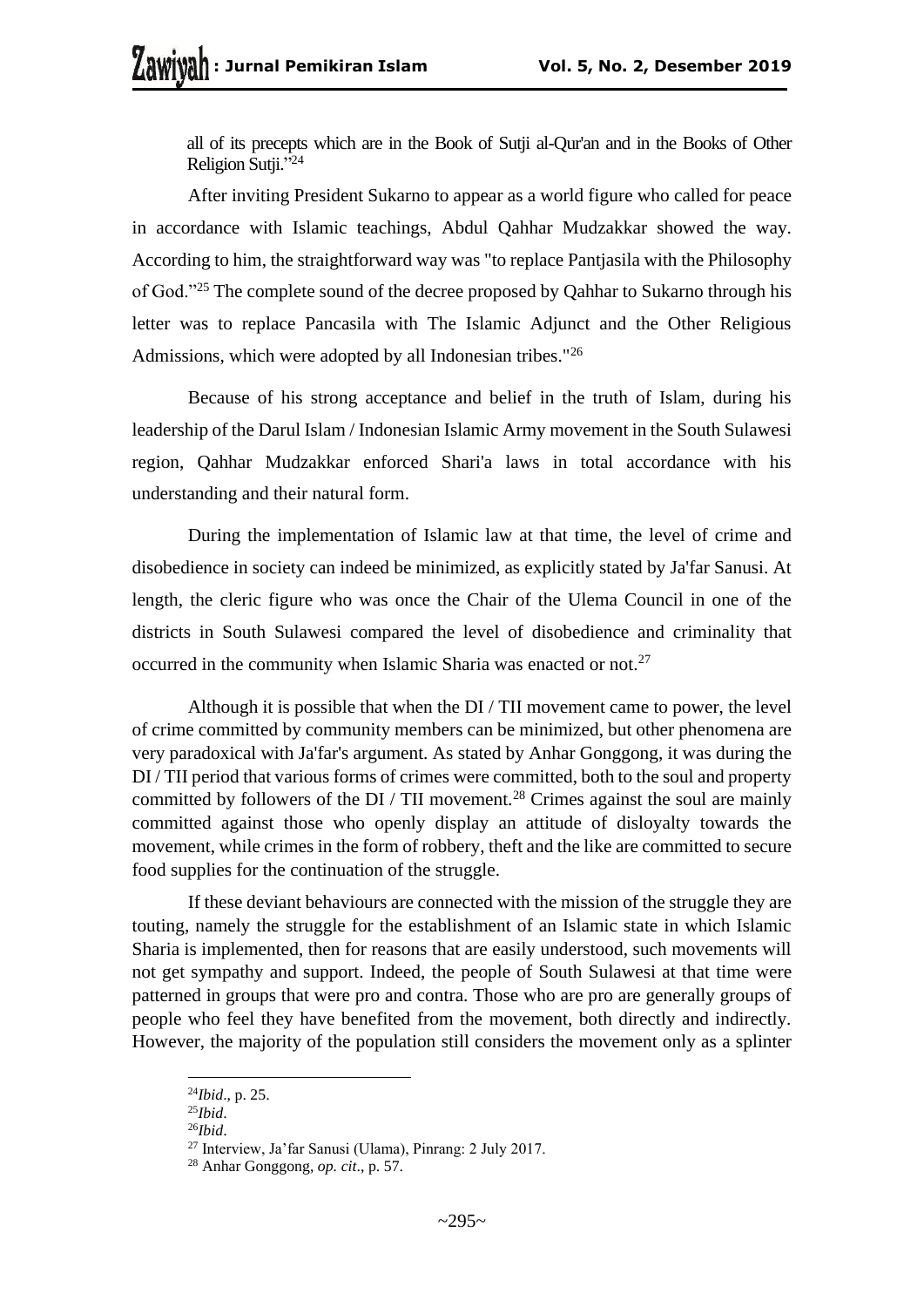all of its precepts which are in the Book of Sutji al-Qur'an and in the Books of Other Religion Sutji."[24]

After inviting President Sukarno to appear as a world figure who called for peace in accordance with Islamic teachings, Abdul Qahhar Mudzakkar showed the way. According to him, the straightforward way was "to replace Pantjasila with the Philosophy of God."[25] The complete sound of the decree proposed by Qahhar to Sukarno through his letter was to replace Pancasila with The Islamic Adjunct and the Other Religious Admissions, which were adopted by all Indonesian tribes."[26]

Because of his strong acceptance and belief in the truth of Islam, during his leadership of the Darul Islam / Indonesian Islamic Army movement in the South Sulawesi region, Qahhar Mudzakkar enforced Shari'a laws in total accordance with his understanding and their natural form.

During the implementation of Islamic law at that time, the level of crime and disobedience in society can indeed be minimized, as explicitly stated by Ja'far Sanusi. At length, the cleric figure who was once the Chair of the Ulema Council in one of the districts in South Sulawesi compared the level of disobedience and criminality that occurred in the community when Islamic Sharia was enacted or not.[27]

Although it is possible that when the DI / TII movement came to power, the level of crime committed by community members can be minimized, but other phenomena are very paradoxical with Ja'far's argument. As stated by Anhar Gonggong, it was during the DI / TII period that various forms of crimes were committed, both to the soul and property committed by followers of the DI / TII movement.[28] Crimes against the soul are mainly committed against those who openly display an attitude of disloyalty towards the movement, while crimes in the form of robbery, theft and the like are committed to secure food supplies for the continuation of the struggle.

If these deviant behaviours are connected with the mission of the struggle they are touting, namely the struggle for the establishment of an Islamic state in which Islamic Sharia is implemented, then for reasons that are easily understood, such movements will not get sympathy and support. Indeed, the people of South Sulawesi at that time were patterned in groups that were pro and contra. Those who are pro are generally groups of people who feel they have benefited from the movement, both directly and indirectly. However, the majority of the population still considers the movement only as a splinter

---

[24] *Ibid*., p. 25.

[25] *Ibid*.

[26] *Ibid*.

[27] Interview, Ja'far Sanusi (Ulama), Pinrang: 2 July 2017.

[28] Anhar Gonggong, *op. cit*., p. 57.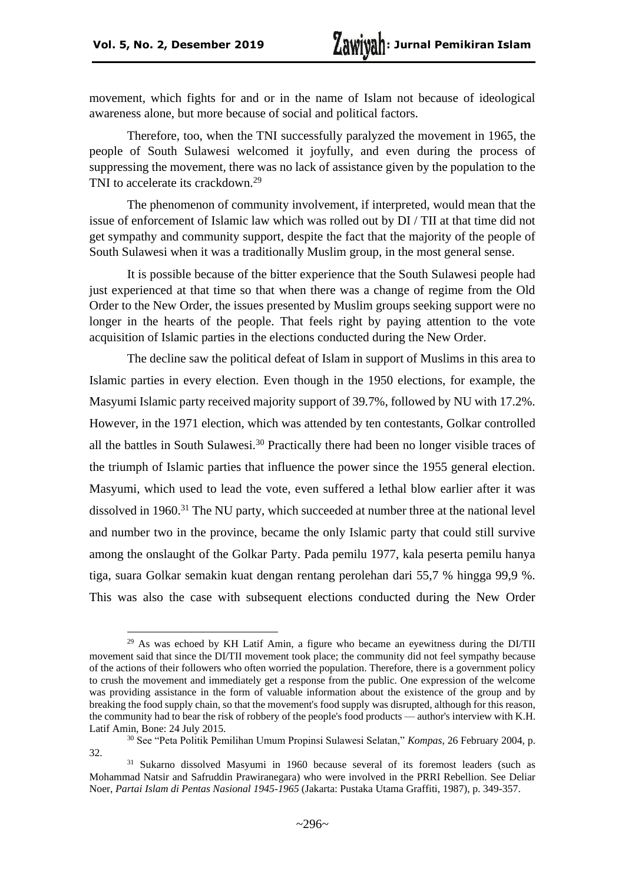movement, which fights for and or in the name of Islam not because of ideological awareness alone, but more because of social and political factors.

Therefore, too, when the TNI successfully paralyzed the movement in 1965, the people of South Sulawesi welcomed it joyfully, and even during the process of suppressing the movement, there was no lack of assistance given by the population to the TNI to accelerate its crackdown.[29]

The phenomenon of community involvement, if interpreted, would mean that the issue of enforcement of Islamic law which was rolled out by DI / TII at that time did not get sympathy and community support, despite the fact that the majority of the people of South Sulawesi when it was a traditionally Muslim group, in the most general sense.

It is possible because of the bitter experience that the South Sulawesi people had just experienced at that time so that when there was a change of regime from the Old Order to the New Order, the issues presented by Muslim groups seeking support were no longer in the hearts of the people. That feels right by paying attention to the vote acquisition of Islamic parties in the elections conducted during the New Order.

The decline saw the political defeat of Islam in support of Muslims in this area to Islamic parties in every election. Even though in the 1950 elections, for example, the Masyumi Islamic party received majority support of 39.7%, followed by NU with 17.2%. However, in the 1971 election, which was attended by ten contestants, Golkar controlled all the battles in South Sulawesi.[30] Practically there had been no longer visible traces of the triumph of Islamic parties that influence the power since the 1955 general election. Masyumi, which used to lead the vote, even suffered a lethal blow earlier after it was dissolved in 1960.[31] The NU party, which succeeded at number three at the national level and number two in the province, became the only Islamic party that could still survive among the onslaught of the Golkar Party. Pada pemilu 1977, kala peserta pemilu hanya tiga, suara Golkar semakin kuat dengan rentang perolehan dari 55,7 % hingga 99,9 %. This was also the case with subsequent elections conducted during the New Order

---

[29] As was echoed by KH Latif Amin, a figure who became an eyewitness during the DI/TII movement said that since the DI/TII movement took place; the community did not feel sympathy because of the actions of their followers who often worried the population. Therefore, there is a government policy to crush the movement and immediately get a response from the public. One expression of the welcome was providing assistance in the form of valuable information about the existence of the group and by breaking the food supply chain, so that the movement's food supply was disrupted, although for this reason, the community had to bear the risk of robbery of the people's food products — author's interview with K.H. Latif Amin, Bone: 24 July 2015.

[30] See "Peta Politik Pemilihan Umum Propinsi Sulawesi Selatan," *Kompas*, 26 February 2004, p. 32.

[31] Sukarno dissolved Masyumi in 1960 because several of its foremost leaders (such as Mohammad Natsir and Safruddin Prawiranegara) who were involved in the PRRI Rebellion. See Deliar Noer, *Partai Islam di Pentas Nasional 1945-1965* (Jakarta: Pustaka Utama Graffiti, 1987), p. 349-357.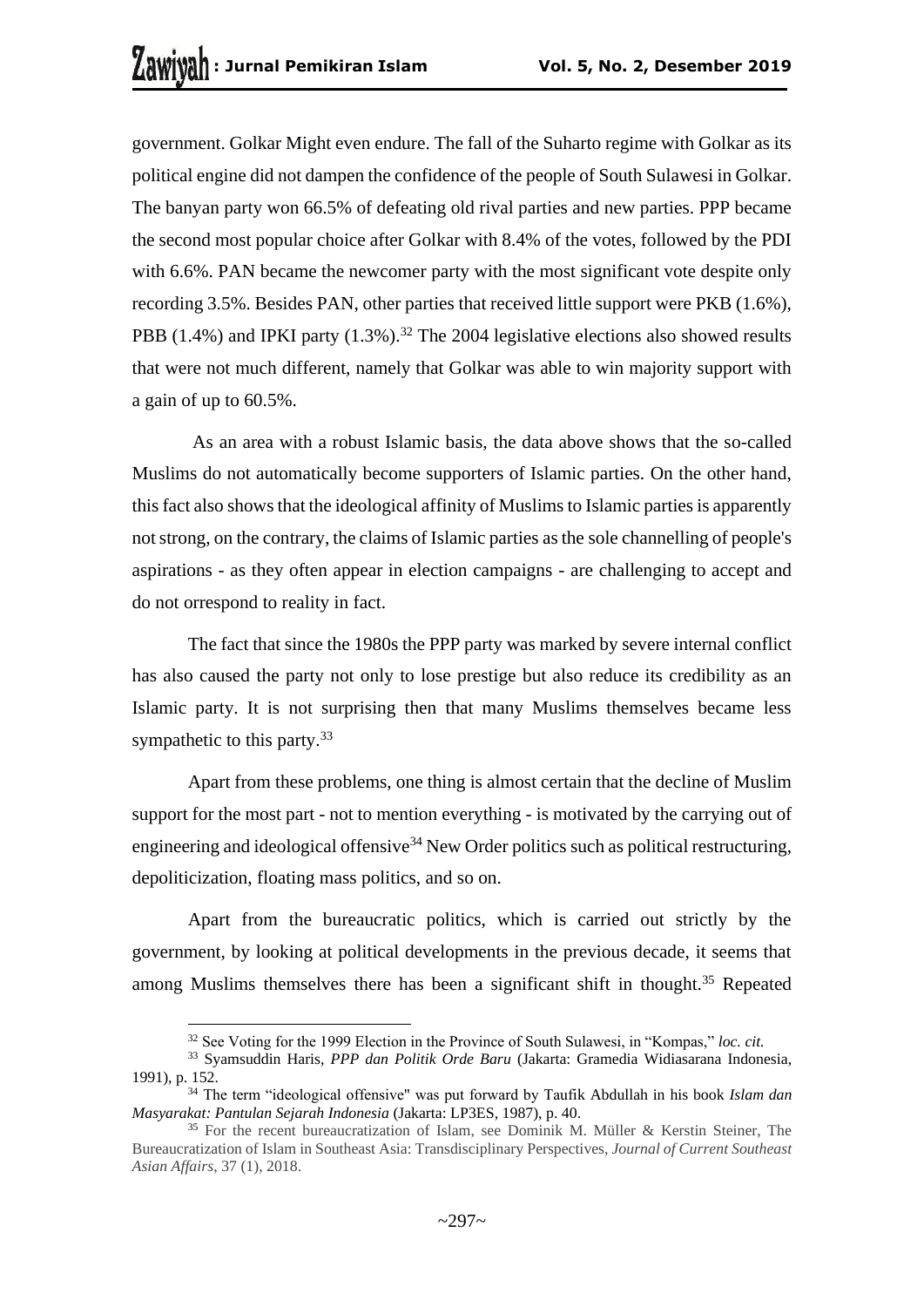government. Golkar Might even endure. The fall of the Suharto regime with Golkar as its political engine did not dampen the confidence of the people of South Sulawesi in Golkar. The banyan party won 66.5% of defeating old rival parties and new parties. PPP became the second most popular choice after Golkar with 8.4% of the votes, followed by the PDI with 6.6%. PAN became the newcomer party with the most significant vote despite only recording 3.5%. Besides PAN, other parties that received little support were PKB (1.6%), PBB (1.4%) and IPKI party (1.3%).[32] The 2004 legislative elections also showed results that were not much different, namely that Golkar was able to win majority support with a gain of up to 60.5%.

As an area with a robust Islamic basis, the data above shows that the so-called Muslims do not automatically become supporters of Islamic parties. On the other hand, this fact also shows that the ideological affinity of Muslims to Islamic parties is apparently not strong, on the contrary, the claims of Islamic parties as the sole channelling of people's aspirations - as they often appear in election campaigns - are challenging to accept and do not orrespond to reality in fact.

The fact that since the 1980s the PPP party was marked by severe internal conflict has also caused the party not only to lose prestige but also reduce its credibility as an Islamic party. It is not surprising then that many Muslims themselves became less sympathetic to this party.[33]

Apart from these problems, one thing is almost certain that the decline of Muslim support for the most part - not to mention everything - is motivated by the carrying out of engineering and ideological offensive[34] New Order politics such as political restructuring, depoliticization, floating mass politics, and so on.

Apart from the bureaucratic politics, which is carried out strictly by the government, by looking at political developments in the previous decade, it seems that among Muslims themselves there has been a significant shift in thought.[35] Repeated

---

[32] See Voting for the 1999 Election in the Province of South Sulawesi, in "Kompas," *loc. cit.*

[33] Syamsuddin Haris, *PPP dan Politik Orde Baru* (Jakarta: Gramedia Widiasarana Indonesia, 1991), p. 152.

[34] The term "ideological offensive" was put forward by Taufik Abdullah in his book *Islam dan Masyarakat: Pantulan Sejarah Indonesia* (Jakarta: LP3ES, 1987), p. 40.

[35] For the recent bureaucratization of Islam, see Dominik M. Müller & Kerstin Steiner, The Bureaucratization of Islam in Southeast Asia: Transdisciplinary Perspectives, *Journal of Current Southeast Asian Affairs*, 37 (1), 2018.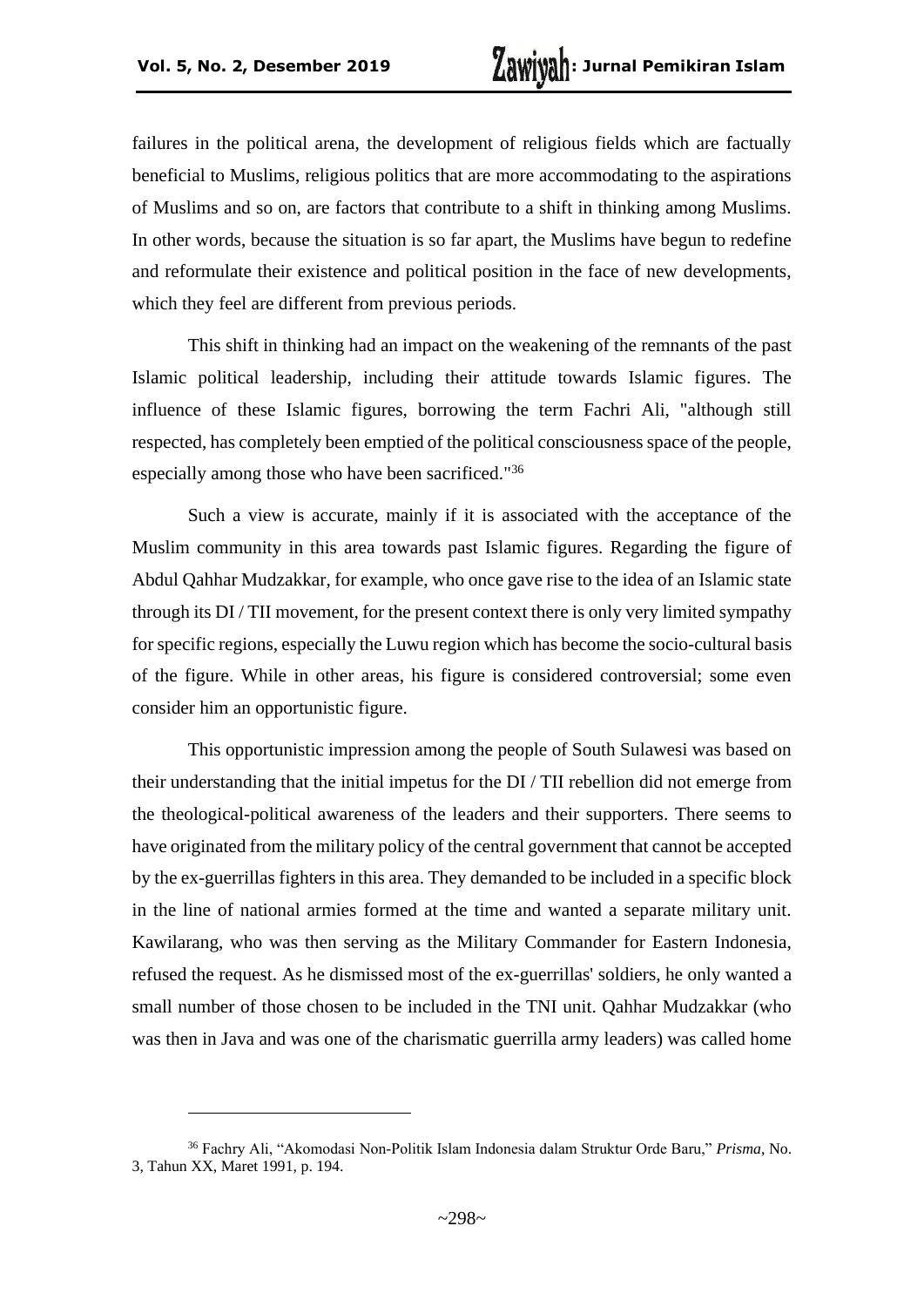failures in the political arena, the development of religious fields which are factually beneficial to Muslims, religious politics that are more accommodating to the aspirations of Muslims and so on, are factors that contribute to a shift in thinking among Muslims. In other words, because the situation is so far apart, the Muslims have begun to redefine and reformulate their existence and political position in the face of new developments, which they feel are different from previous periods.

This shift in thinking had an impact on the weakening of the remnants of the past Islamic political leadership, including their attitude towards Islamic figures. The influence of these Islamic figures, borrowing the term Fachri Ali, "although still respected, has completely been emptied of the political consciousness space of the people, especially among those who have been sacrificed."[36]

Such a view is accurate, mainly if it is associated with the acceptance of the Muslim community in this area towards past Islamic figures. Regarding the figure of Abdul Qahhar Mudzakkar, for example, who once gave rise to the idea of an Islamic state through its DI / TII movement, for the present context there is only very limited sympathy for specific regions, especially the Luwu region which has become the socio-cultural basis of the figure. While in other areas, his figure is considered controversial; some even consider him an opportunistic figure.

This opportunistic impression among the people of South Sulawesi was based on their understanding that the initial impetus for the DI / TII rebellion did not emerge from the theological-political awareness of the leaders and their supporters. There seems to have originated from the military policy of the central government that cannot be accepted by the ex-guerrillas fighters in this area. They demanded to be included in a specific block in the line of national armies formed at the time and wanted a separate military unit. Kawilarang, who was then serving as the Military Commander for Eastern Indonesia, refused the request. As he dismissed most of the ex-guerrillas' soldiers, he only wanted a small number of those chosen to be included in the TNI unit. Qahhar Mudzakkar (who was then in Java and was one of the charismatic guerrilla army leaders) was called home

---

[36] Fachry Ali, "Akomodasi Non-Politik Islam Indonesia dalam Struktur Orde Baru," *Prisma*, No. 3, Tahun XX, Maret 1991, p. 194.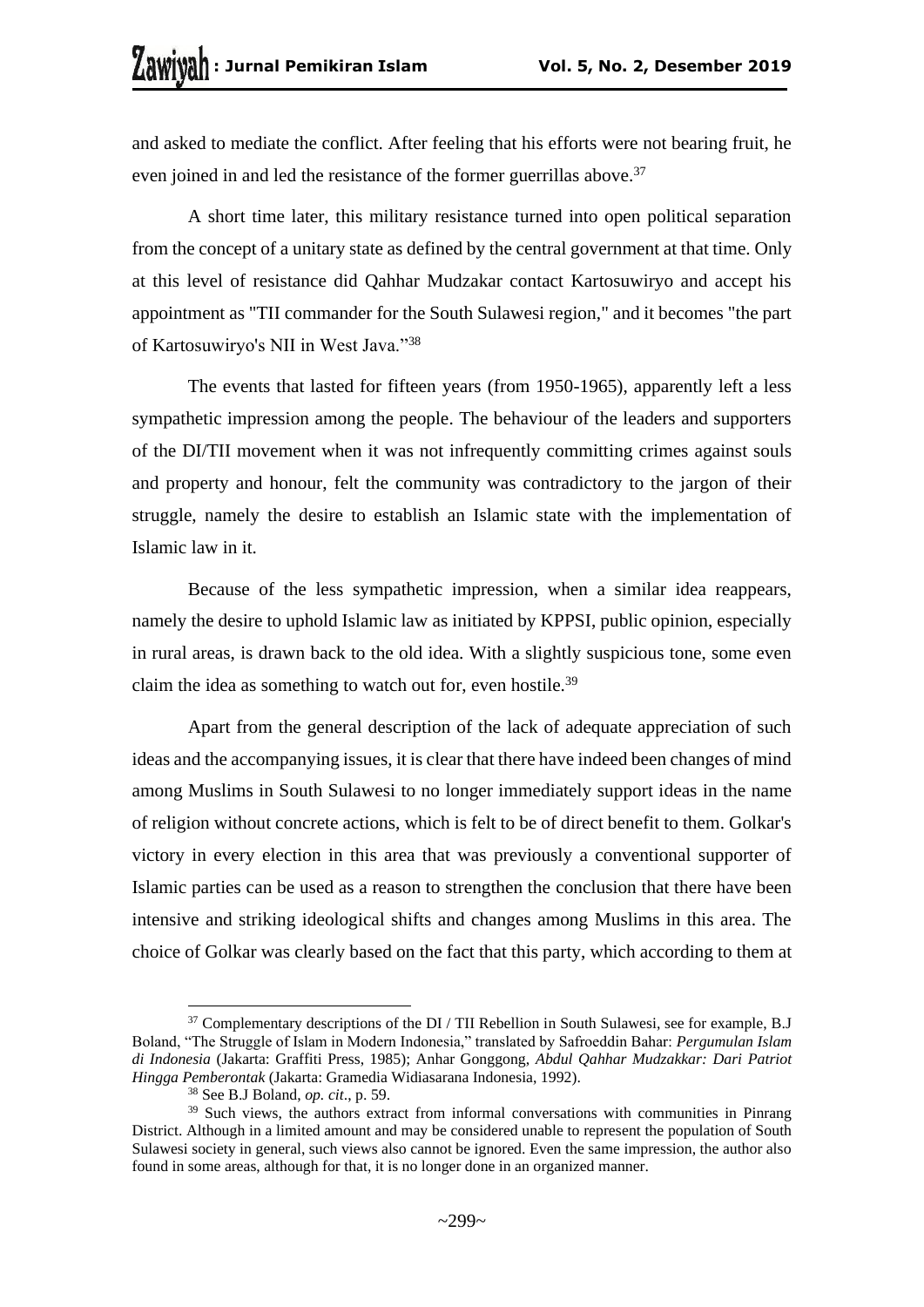and asked to mediate the conflict. After feeling that his efforts were not bearing fruit, he even joined in and led the resistance of the former guerrillas above.[37]

A short time later, this military resistance turned into open political separation from the concept of a unitary state as defined by the central government at that time. Only at this level of resistance did Qahhar Mudzakar contact Kartosuwiryo and accept his appointment as "TII commander for the South Sulawesi region," and it becomes "the part of Kartosuwiryo's NII in West Java."[38]

The events that lasted for fifteen years (from 1950-1965), apparently left a less sympathetic impression among the people. The behaviour of the leaders and supporters of the DI/TII movement when it was not infrequently committing crimes against souls and property and honour, felt the community was contradictory to the jargon of their struggle, namely the desire to establish an Islamic state with the implementation of Islamic law in it.

Because of the less sympathetic impression, when a similar idea reappears, namely the desire to uphold Islamic law as initiated by KPPSI, public opinion, especially in rural areas, is drawn back to the old idea. With a slightly suspicious tone, some even claim the idea as something to watch out for, even hostile.[39]

Apart from the general description of the lack of adequate appreciation of such ideas and the accompanying issues, it is clear that there have indeed been changes of mind among Muslims in South Sulawesi to no longer immediately support ideas in the name of religion without concrete actions, which is felt to be of direct benefit to them. Golkar's victory in every election in this area that was previously a conventional supporter of Islamic parties can be used as a reason to strengthen the conclusion that there have been intensive and striking ideological shifts and changes among Muslims in this area. The choice of Golkar was clearly based on the fact that this party, which according to them at

---

[37] Complementary descriptions of the DI / TII Rebellion in South Sulawesi, see for example, B.J Boland, "The Struggle of Islam in Modern Indonesia," translated by Safroeddin Bahar: *Pergumulan Islam di Indonesia* (Jakarta: Graffiti Press, 1985); Anhar Gonggong, *Abdul Qahhar Mudzakkar: Dari Patriot Hingga Pemberontak* (Jakarta: Gramedia Widiasarana Indonesia, 1992).

[38] See B.J Boland, *op. cit*., p. 59.

[39] Such views, the authors extract from informal conversations with communities in Pinrang District. Although in a limited amount and may be considered unable to represent the population of South Sulawesi society in general, such views also cannot be ignored. Even the same impression, the author also found in some areas, although for that, it is no longer done in an organized manner.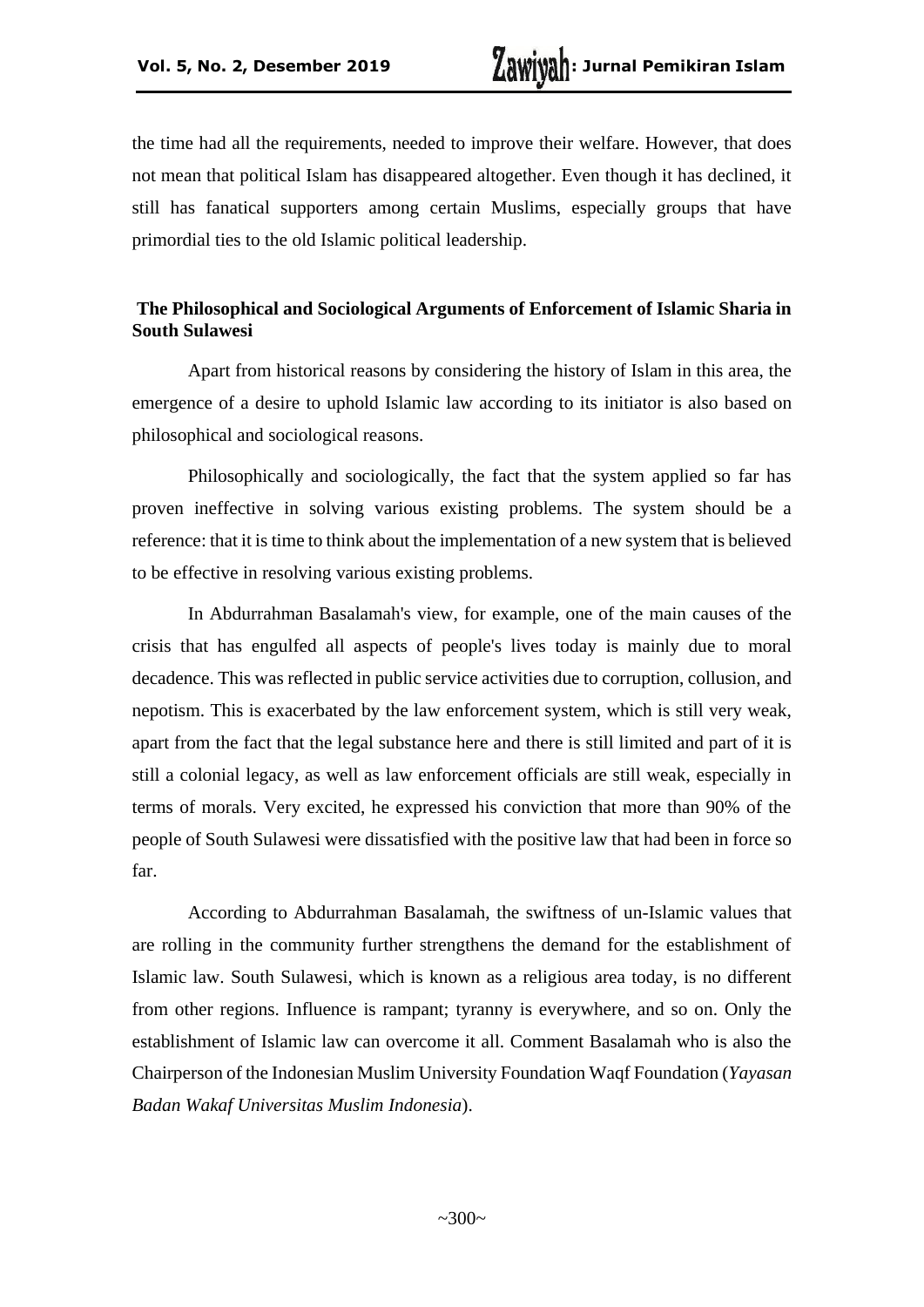the time had all the requirements, needed to improve their welfare. However, that does not mean that political Islam has disappeared altogether. Even though it has declined, it still has fanatical supporters among certain Muslims, especially groups that have primordial ties to the old Islamic political leadership.

## The Philosophical and Sociological Arguments of Enforcement of Islamic Sharia in South Sulawesi

Apart from historical reasons by considering the history of Islam in this area, the emergence of a desire to uphold Islamic law according to its initiator is also based on philosophical and sociological reasons.

Philosophically and sociologically, the fact that the system applied so far has proven ineffective in solving various existing problems. The system should be a reference: that it is time to think about the implementation of a new system that is believed to be effective in resolving various existing problems.

In Abdurrahman Basalamah's view, for example, one of the main causes of the crisis that has engulfed all aspects of people's lives today is mainly due to moral decadence. This was reflected in public service activities due to corruption, collusion, and nepotism. This is exacerbated by the law enforcement system, which is still very weak, apart from the fact that the legal substance here and there is still limited and part of it is still a colonial legacy, as well as law enforcement officials are still weak, especially in terms of morals. Very excited, he expressed his conviction that more than 90% of the people of South Sulawesi were dissatisfied with the positive law that had been in force so far.

According to Abdurrahman Basalamah, the swiftness of un-Islamic values that are rolling in the community further strengthens the demand for the establishment of Islamic law. South Sulawesi, which is known as a religious area today, is no different from other regions. Influence is rampant; tyranny is everywhere, and so on. Only the establishment of Islamic law can overcome it all. Comment Basalamah who is also the Chairperson of the Indonesian Muslim University Foundation Waqf Foundation (*Yayasan Badan Wakaf Universitas Muslim Indonesia*).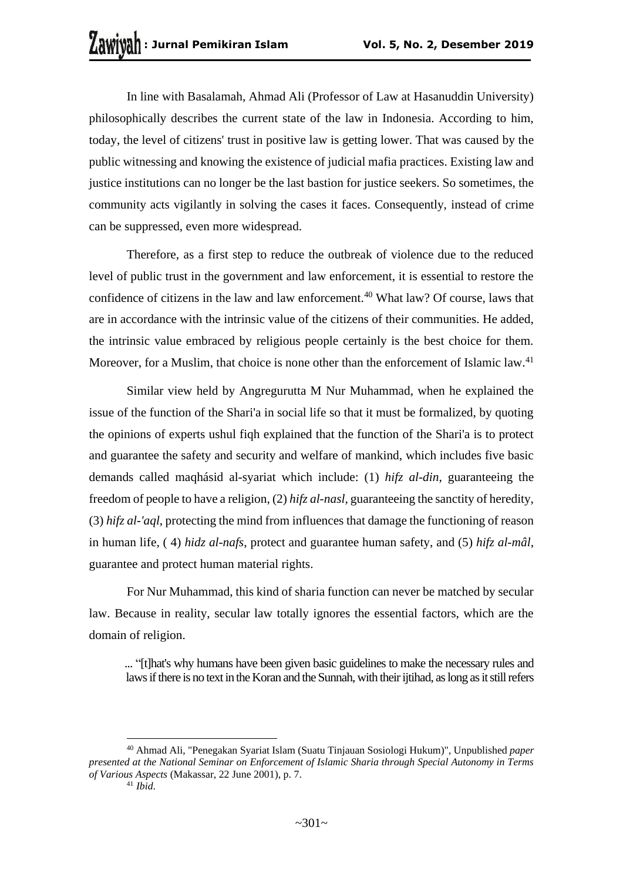In line with Basalamah, Ahmad Ali (Professor of Law at Hasanuddin University) philosophically describes the current state of the law in Indonesia. According to him, today, the level of citizens' trust in positive law is getting lower. That was caused by the public witnessing and knowing the existence of judicial mafia practices. Existing law and justice institutions can no longer be the last bastion for justice seekers. So sometimes, the community acts vigilantly in solving the cases it faces. Consequently, instead of crime can be suppressed, even more widespread.

Therefore, as a first step to reduce the outbreak of violence due to the reduced level of public trust in the government and law enforcement, it is essential to restore the confidence of citizens in the law and law enforcement.[40] What law? Of course, laws that are in accordance with the intrinsic value of the citizens of their communities. He added, the intrinsic value embraced by religious people certainly is the best choice for them. Moreover, for a Muslim, that choice is none other than the enforcement of Islamic law.[41]

Similar view held by Angregurutta M Nur Muhammad, when he explained the issue of the function of the Shari'a in social life so that it must be formalized, by quoting the opinions of experts ushul fiqh explained that the function of the Shari'a is to protect and guarantee the safety and security and welfare of mankind, which includes five basic demands called maqhásid al-syariat which include: (1) *hifz al-din*, guaranteeing the freedom of people to have a religion, (2) *hifz al-nasl*, guaranteeing the sanctity of heredity, (3) *hifz al-'aql*, protecting the mind from influences that damage the functioning of reason in human life, ( 4) *hidz al-nafs*, protect and guarantee human safety, and (5) *hifz al-mâl*, guarantee and protect human material rights.

For Nur Muhammad, this kind of sharia function can never be matched by secular law. Because in reality, secular law totally ignores the essential factors, which are the domain of religion.

> ... "[t]hat's why humans have been given basic guidelines to make the necessary rules and laws if there is no text in the Koran and the Sunnah, with their ijtihad, as long as it still refers

---

[40] Ahmad Ali, "Penegakan Syariat Islam (Suatu Tinjauan Sosiologi Hukum)", Unpublished *paper presented at the National Seminar on Enforcement of Islamic Sharia through Special Autonomy in Terms of Various Aspects* (Makassar, 22 June 2001), p. 7.

[41] *Ibid*.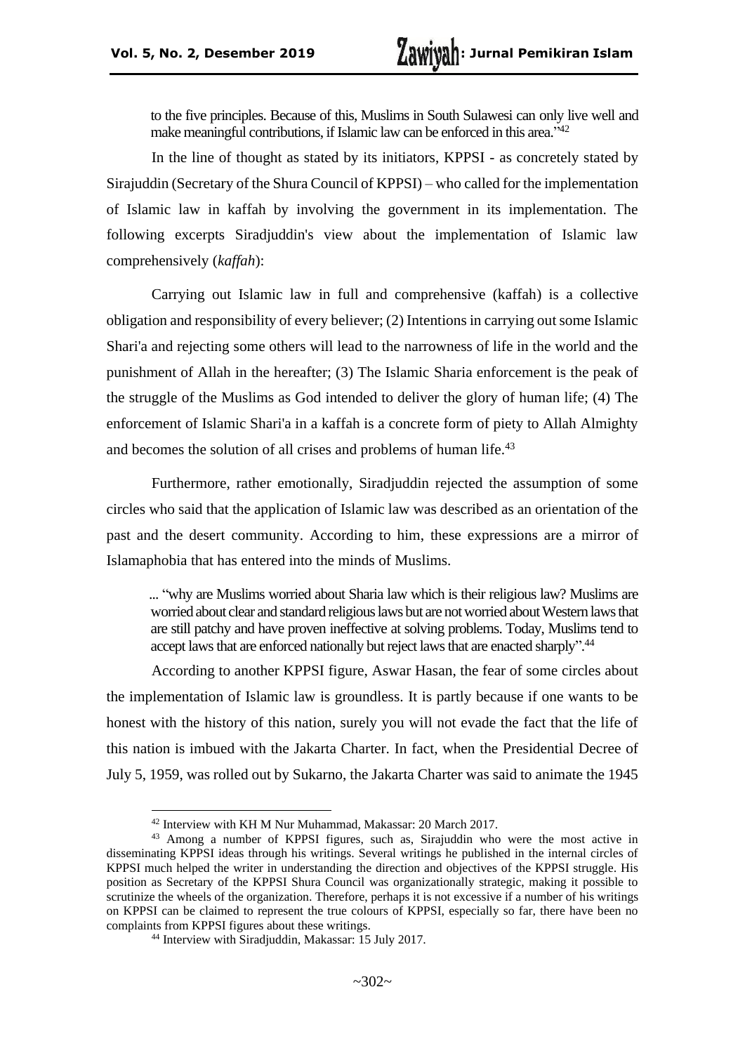to the five principles. Because of this, Muslims in South Sulawesi can only live well and make meaningful contributions, if Islamic law can be enforced in this area."[42]

In the line of thought as stated by its initiators, KPPSI - as concretely stated by Sirajuddin (Secretary of the Shura Council of KPPSI) – who called for the implementation of Islamic law in kaffah by involving the government in its implementation. The following excerpts Siradjuddin's view about the implementation of Islamic law comprehensively (*kaffah*):

Carrying out Islamic law in full and comprehensive (kaffah) is a collective obligation and responsibility of every believer; (2) Intentions in carrying out some Islamic Shari'a and rejecting some others will lead to the narrowness of life in the world and the punishment of Allah in the hereafter; (3) The Islamic Sharia enforcement is the peak of the struggle of the Muslims as God intended to deliver the glory of human life; (4) The enforcement of Islamic Shari'a in a kaffah is a concrete form of piety to Allah Almighty and becomes the solution of all crises and problems of human life.[43]

Furthermore, rather emotionally, Siradjuddin rejected the assumption of some circles who said that the application of Islamic law was described as an orientation of the past and the desert community. According to him, these expressions are a mirror of Islamaphobia that has entered into the minds of Muslims.

> ... "why are Muslims worried about Sharia law which is their religious law? Muslims are worried about clear and standard religious laws but are not worried about Western laws that are still patchy and have proven ineffective at solving problems. Today, Muslims tend to accept laws that are enforced nationally but reject laws that are enacted sharply".[44]

According to another KPPSI figure, Aswar Hasan, the fear of some circles about the implementation of Islamic law is groundless. It is partly because if one wants to be honest with the history of this nation, surely you will not evade the fact that the life of this nation is imbued with the Jakarta Charter. In fact, when the Presidential Decree of July 5, 1959, was rolled out by Sukarno, the Jakarta Charter was said to animate the 1945

---

[42] Interview with KH M Nur Muhammad, Makassar: 20 March 2017.

[43] Among a number of KPPSI figures, such as, Sirajuddin who were the most active in disseminating KPPSI ideas through his writings. Several writings he published in the internal circles of KPPSI much helped the writer in understanding the direction and objectives of the KPPSI struggle. His position as Secretary of the KPPSI Shura Council was organizationally strategic, making it possible to scrutinize the wheels of the organization. Therefore, perhaps it is not excessive if a number of his writings on KPPSI can be claimed to represent the true colours of KPPSI, especially so far, there have been no complaints from KPPSI figures about these writings.

[44] Interview with Siradjuddin, Makassar: 15 July 2017.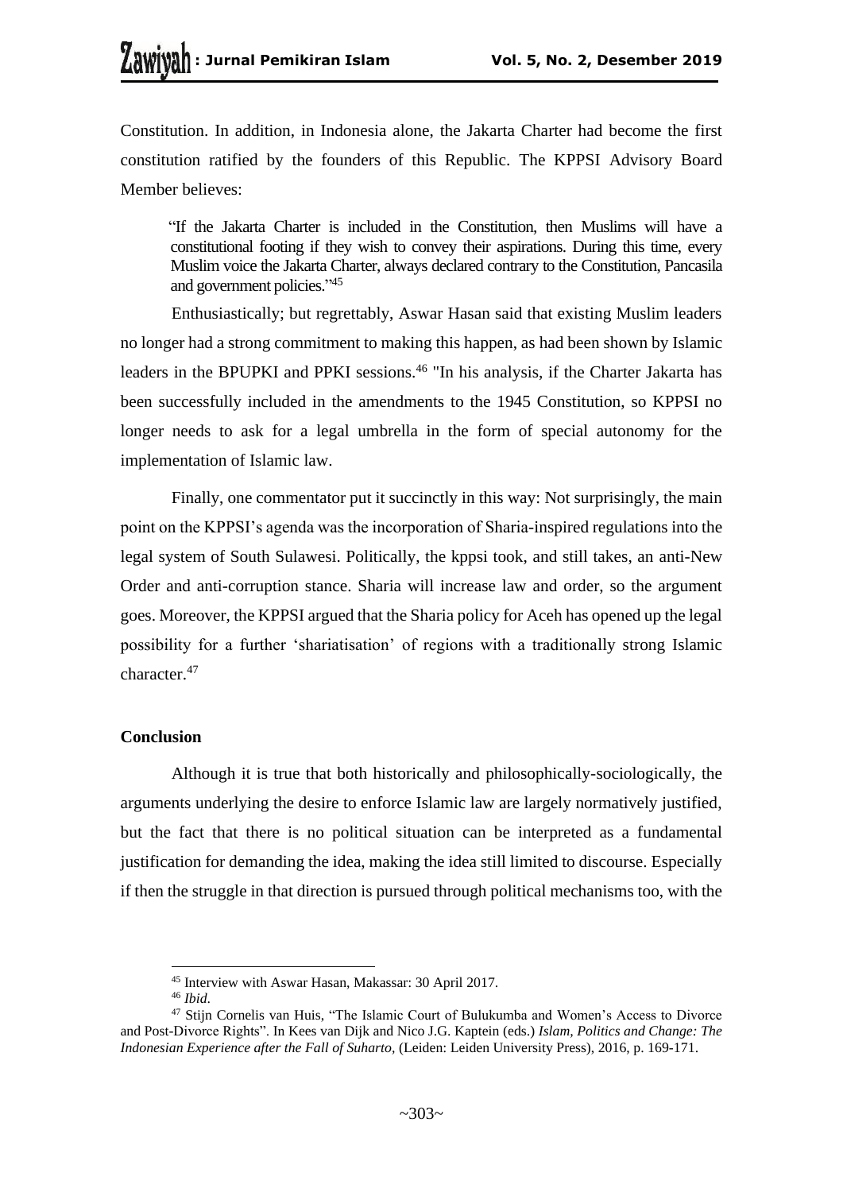Constitution. In addition, in Indonesia alone, the Jakarta Charter had become the first constitution ratified by the founders of this Republic. The KPPSI Advisory Board Member believes:

> "If the Jakarta Charter is included in the Constitution, then Muslims will have a constitutional footing if they wish to convey their aspirations. During this time, every Muslim voice the Jakarta Charter, always declared contrary to the Constitution, Pancasila and government policies."[45]

Enthusiastically; but regrettably, Aswar Hasan said that existing Muslim leaders no longer had a strong commitment to making this happen, as had been shown by Islamic leaders in the BPUPKI and PPKI sessions.[46] "In his analysis, if the Charter Jakarta has been successfully included in the amendments to the 1945 Constitution, so KPPSI no longer needs to ask for a legal umbrella in the form of special autonomy for the implementation of Islamic law.

Finally, one commentator put it succinctly in this way: Not surprisingly, the main point on the KPPSI's agenda was the incorporation of Sharia-inspired regulations into the legal system of South Sulawesi. Politically, the kppsi took, and still takes, an anti-New Order and anti-corruption stance. Sharia will increase law and order, so the argument goes. Moreover, the KPPSI argued that the Sharia policy for Aceh has opened up the legal possibility for a further 'shariatisation' of regions with a traditionally strong Islamic character.[47]

## Conclusion

Although it is true that both historically and philosophically-sociologically, the arguments underlying the desire to enforce Islamic law are largely normatively justified, but the fact that there is no political situation can be interpreted as a fundamental justification for demanding the idea, making the idea still limited to discourse. Especially if then the struggle in that direction is pursued through political mechanisms too, with the

---

[45] Interview with Aswar Hasan, Makassar: 30 April 2017.

[46] *Ibid*.

[47] Stijn Cornelis van Huis, "The Islamic Court of Bulukumba and Women's Access to Divorce and Post-Divorce Rights". In Kees van Dijk and Nico J.G. Kaptein (eds.) *Islam, Politics and Change: The Indonesian Experience after the Fall of Suharto,* (Leiden: Leiden University Press), 2016, p. 169-171.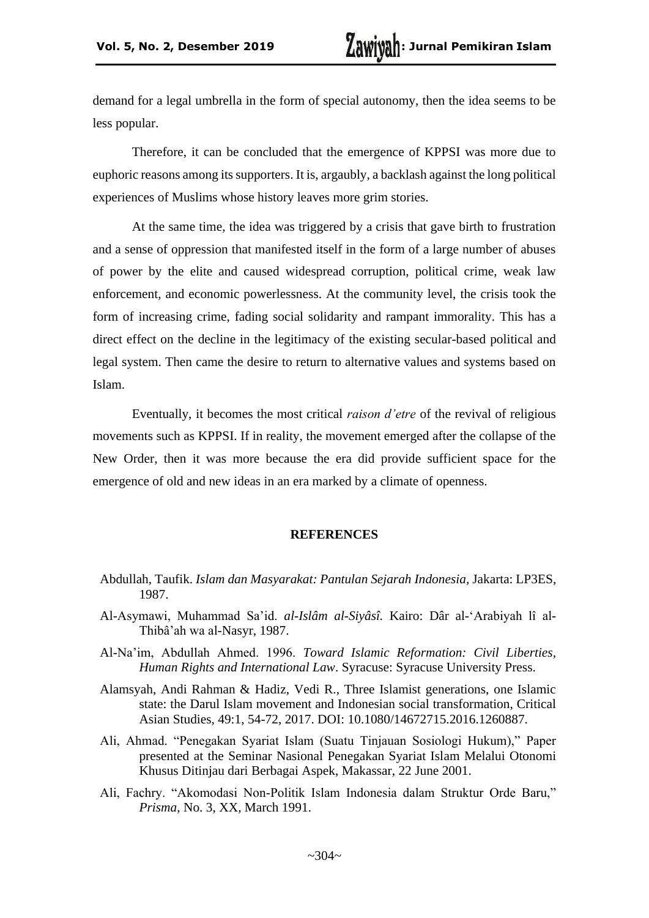demand for a legal umbrella in the form of special autonomy, then the idea seems to be less popular.

Therefore, it can be concluded that the emergence of KPPSI was more due to euphoric reasons among its supporters. It is, argaubly, a backlash against the long political experiences of Muslims whose history leaves more grim stories.

At the same time, the idea was triggered by a crisis that gave birth to frustration and a sense of oppression that manifested itself in the form of a large number of abuses of power by the elite and caused widespread corruption, political crime, weak law enforcement, and economic powerlessness. At the community level, the crisis took the form of increasing crime, fading social solidarity and rampant immorality. This has a direct effect on the decline in the legitimacy of the existing secular-based political and legal system. Then came the desire to return to alternative values and systems based on Islam.

Eventually, it becomes the most critical *raison d'etre* of the revival of religious movements such as KPPSI. If in reality, the movement emerged after the collapse of the New Order, then it was more because the era did provide sufficient space for the emergence of old and new ideas in an era marked by a climate of openness.

## REFERENCES

Abdullah, Taufik. *Islam dan Masyarakat: Pantulan Sejarah Indonesia,* Jakarta: LP3ES, 1987.

Al-Asymawi, Muhammad Sa'id. *al-Islâm al-Siyâsî.* Kairo: Dâr al-'Arabiyah lî al-Thibâ'ah wa al-Nasyr, 1987.

Al-Na'im, Abdullah Ahmed. 1996. *Toward Islamic Reformation: Civil Liberties, Human Rights and International Law*. Syracuse: Syracuse University Press.

Alamsyah, Andi Rahman & Hadiz, Vedi R., Three Islamist generations, one Islamic state: the Darul Islam movement and Indonesian social transformation, Critical Asian Studies, 49:1, 54-72, 2017. DOI: 10.1080/14672715.2016.1260887.

Ali, Ahmad. "Penegakan Syariat Islam (Suatu Tinjauan Sosiologi Hukum)," Paper presented at the Seminar Nasional Penegakan Syariat Islam Melalui Otonomi Khusus Ditinjau dari Berbagai Aspek, Makassar, 22 June 2001.

Ali, Fachry. "Akomodasi Non-Politik Islam Indonesia dalam Struktur Orde Baru," *Prisma*, No. 3, XX, March 1991.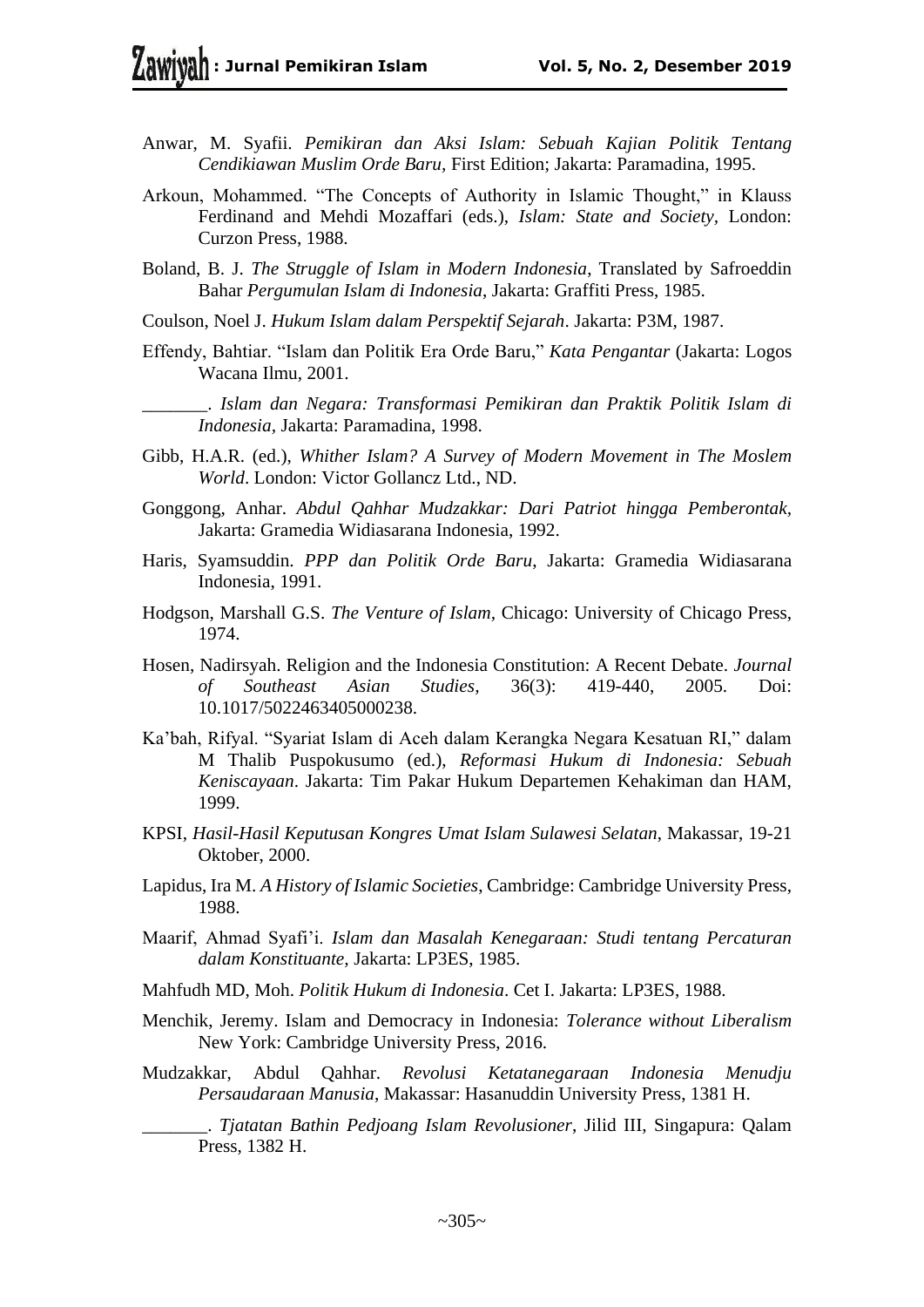Anwar, M. Syafii. *Pemikiran dan Aksi Islam: Sebuah Kajian Politik Tentang Cendikiawan Muslim Orde Baru*, First Edition; Jakarta: Paramadina, 1995.

Arkoun, Mohammed. "The Concepts of Authority in Islamic Thought," in Klauss Ferdinand and Mehdi Mozaffari (eds.), *Islam: State and Society*, London: Curzon Press, 1988.

Boland, B. J. *The Struggle of Islam in Modern Indonesia*, Translated by Safroeddin Bahar *Pergumulan Islam di Indonesia*, Jakarta: Graffiti Press, 1985.

Coulson, Noel J. *Hukum Islam dalam Perspektif Sejarah*. Jakarta: P3M, 1987.

Effendy, Bahtiar. "Islam dan Politik Era Orde Baru," *Kata Pengantar* (Jakarta: Logos Wacana Ilmu, 2001.

_______. *Islam dan Negara: Transformasi Pemikiran dan Praktik Politik Islam di Indonesia*, Jakarta: Paramadina, 1998.

Gibb, H.A.R. (ed.), *Whither Islam? A Survey of Modern Movement in The Moslem World*. London: Victor Gollancz Ltd., ND.

Gonggong, Anhar. *Abdul Qahhar Mudzakkar: Dari Patriot hingga Pemberontak,* Jakarta: Gramedia Widiasarana Indonesia, 1992.

Haris, Syamsuddin. *PPP dan Politik Orde Baru*, Jakarta: Gramedia Widiasarana Indonesia, 1991.

Hodgson, Marshall G.S. *The Venture of Islam*, Chicago: University of Chicago Press, 1974.

Hosen, Nadirsyah. Religion and the Indonesia Constitution: A Recent Debate. *Journal of Southeast Asian Studies,* 36(3): 419-440, 2005. Doi: 10.1017/5022463405000238.

Ka'bah, Rifyal. "Syariat Islam di Aceh dalam Kerangka Negara Kesatuan RI," dalam M Thalib Puspokusumo (ed.), *Reformasi Hukum di Indonesia: Sebuah Keniscayaan*. Jakarta: Tim Pakar Hukum Departemen Kehakiman dan HAM, 1999.

KPSI, *Hasil-Hasil Keputusan Kongres Umat Islam Sulawesi Selatan*, Makassar, 19-21 Oktober, 2000.

Lapidus, Ira M. *A History of Islamic Societies*, Cambridge: Cambridge University Press, 1988.

Maarif, Ahmad Syafi'i. *Islam dan Masalah Kenegaraan: Studi tentang Percaturan dalam Konstituante,* Jakarta: LP3ES, 1985.

Mahfudh MD, Moh. *Politik Hukum di Indonesia*. Cet I. Jakarta: LP3ES, 1988.

Menchik, Jeremy. Islam and Democracy in Indonesia: *Tolerance without Liberalism* New York: Cambridge University Press, 2016.

Mudzakkar, Abdul Qahhar. *Revolusi Ketatanegaraan Indonesia Menudju Persaudaraan Manusia*, Makassar: Hasanuddin University Press, 1381 H.

_______. *Tjatatan Bathin Pedjoang Islam Revolusioner*, Jilid III, Singapura: Qalam Press, 1382 H.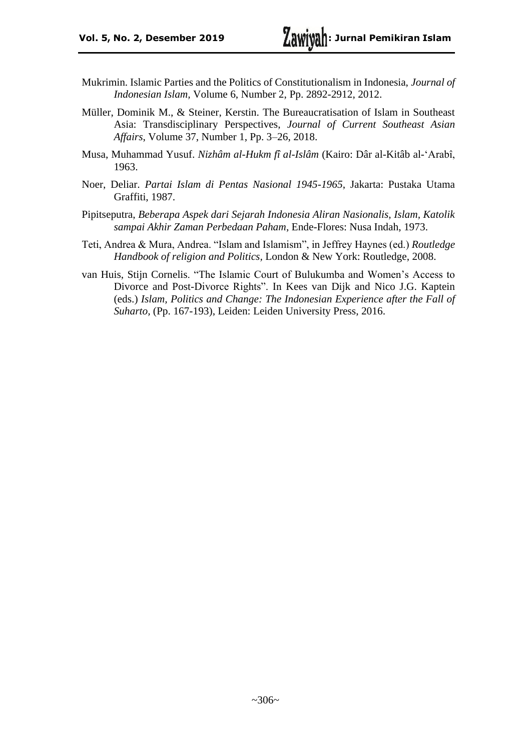Mukrimin. Islamic Parties and the Politics of Constitutionalism in Indonesia, *Journal of Indonesian Islam*, Volume 6, Number 2, Pp. 2892-2912, 2012.

Müller, Dominik M., & Steiner, Kerstin. The Bureaucratisation of Islam in Southeast Asia: Transdisciplinary Perspectives, *Journal of Current Southeast Asian Affairs*, Volume 37, Number 1, Pp. 3–26, 2018.

Musa, Muhammad Yusuf. *Nizhâm al-Hukm fî al-Islâm* (Kairo: Dâr al-Kitâb al-'Arabî, 1963.

Noer, Deliar. *Partai Islam di Pentas Nasional 1945-1965*, Jakarta: Pustaka Utama Graffiti, 1987.

Pipitseputra, *Beberapa Aspek dari Sejarah Indonesia Aliran Nasionalis, Islam, Katolik sampai Akhir Zaman Perbedaan Paham*, Ende-Flores: Nusa Indah, 1973.

Teti, Andrea & Mura, Andrea. "Islam and Islamism", in Jeffrey Haynes (ed.) *Routledge Handbook of religion and Politics*, London & New York: Routledge, 2008.

van Huis, Stijn Cornelis. "The Islamic Court of Bulukumba and Women's Access to Divorce and Post-Divorce Rights". In Kees van Dijk and Nico J.G. Kaptein (eds.) *Islam, Politics and Change: The Indonesian Experience after the Fall of Suharto*, (Pp. 167-193), Leiden: Leiden University Press, 2016.